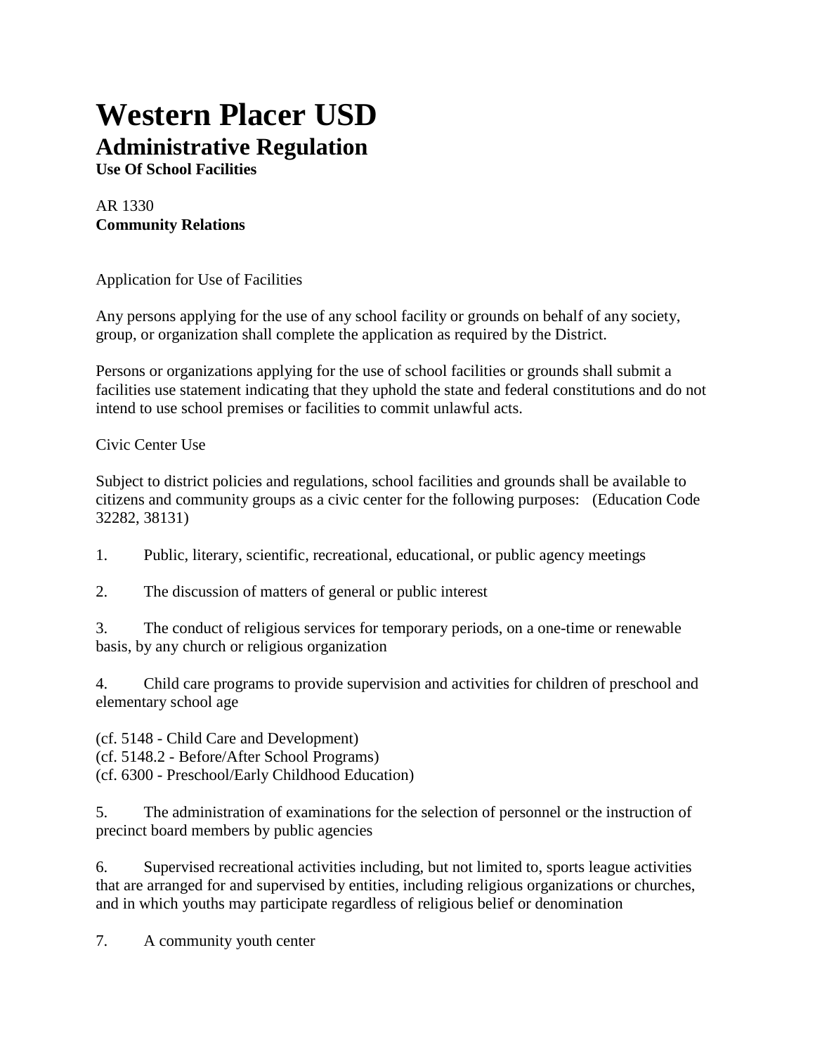# Western Placer USD

## Administrative Regulation

**Use Of School Facilities**

AR 1330
**Community Relations**

Application for Use of Facilities

Any persons applying for the use of any school facility or grounds on behalf of any society, group, or organization shall complete the application as required by the District.

Persons or organizations applying for the use of school facilities or grounds shall submit a facilities use statement indicating that they uphold the state and federal constitutions and do not intend to use school premises or facilities to commit unlawful acts.

Civic Center Use

Subject to district policies and regulations, school facilities and grounds shall be available to citizens and community groups as a civic center for the following purposes: (Education Code 32282, 38131)

1. Public, literary, scientific, recreational, educational, or public agency meetings

2. The discussion of matters of general or public interest

3. The conduct of religious services for temporary periods, on a one-time or renewable basis, by any church or religious organization

4. Child care programs to provide supervision and activities for children of preschool and elementary school age

(cf. 5148 - Child Care and Development)
(cf. 5148.2 - Before/After School Programs)
(cf. 6300 - Preschool/Early Childhood Education)

5. The administration of examinations for the selection of personnel or the instruction of precinct board members by public agencies

6. Supervised recreational activities including, but not limited to, sports league activities that are arranged for and supervised by entities, including religious organizations or churches, and in which youths may participate regardless of religious belief or denomination

7. A community youth center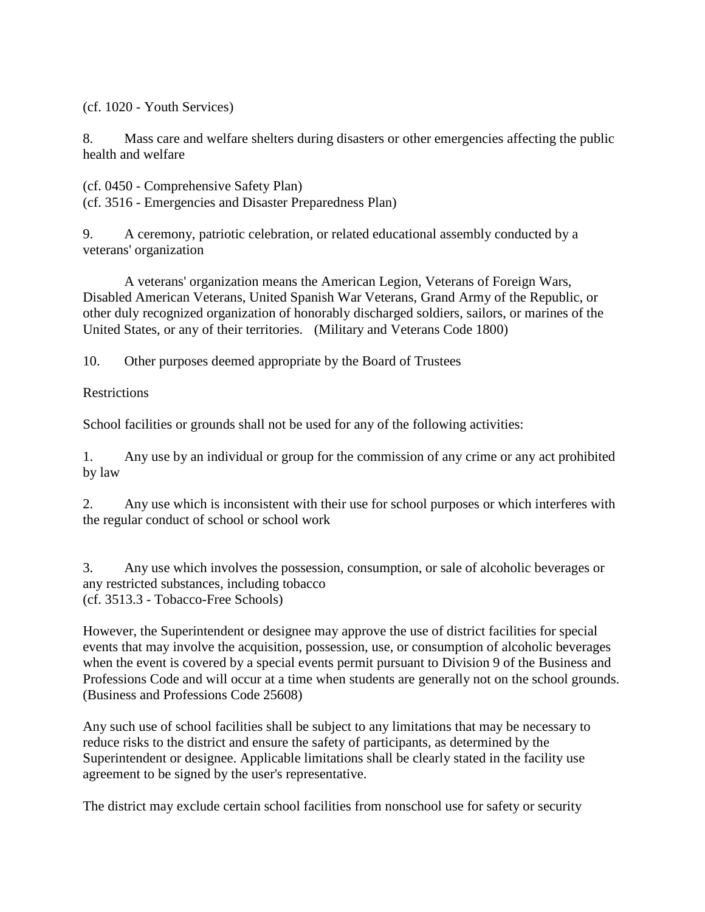(cf. 1020 - Youth Services)

8. Mass care and welfare shelters during disasters or other emergencies affecting the public health and welfare

(cf. 0450 - Comprehensive Safety Plan)
(cf. 3516 - Emergencies and Disaster Preparedness Plan)

9. A ceremony, patriotic celebration, or related educational assembly conducted by a veterans' organization

   A veterans' organization means the American Legion, Veterans of Foreign Wars, Disabled American Veterans, United Spanish War Veterans, Grand Army of the Republic, or other duly recognized organization of honorably discharged soldiers, sailors, or marines of the United States, or any of their territories. (Military and Veterans Code 1800)

10. Other purposes deemed appropriate by the Board of Trustees

Restrictions

School facilities or grounds shall not be used for any of the following activities:

1. Any use by an individual or group for the commission of any crime or any act prohibited by law

2. Any use which is inconsistent with their use for school purposes or which interferes with the regular conduct of school or school work

3. Any use which involves the possession, consumption, or sale of alcoholic beverages or any restricted substances, including tobacco
(cf. 3513.3 - Tobacco-Free Schools)

However, the Superintendent or designee may approve the use of district facilities for special events that may involve the acquisition, possession, use, or consumption of alcoholic beverages when the event is covered by a special events permit pursuant to Division 9 of the Business and Professions Code and will occur at a time when students are generally not on the school grounds. (Business and Professions Code 25608)

Any such use of school facilities shall be subject to any limitations that may be necessary to reduce risks to the district and ensure the safety of participants, as determined by the Superintendent or designee. Applicable limitations shall be clearly stated in the facility use agreement to be signed by the user's representative.

The district may exclude certain school facilities from nonschool use for safety or security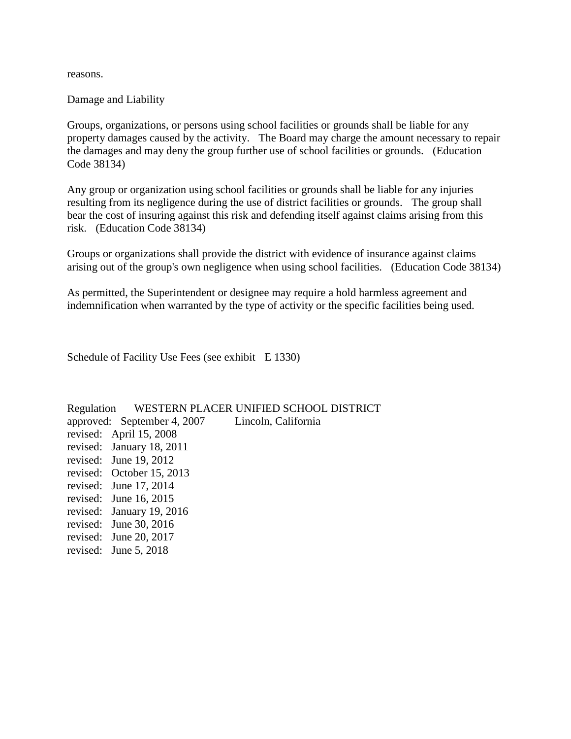reasons.

Damage and Liability

Groups, organizations, or persons using school facilities or grounds shall be liable for any property damages caused by the activity. The Board may charge the amount necessary to repair the damages and may deny the group further use of school facilities or grounds. (Education Code 38134)

Any group or organization using school facilities or grounds shall be liable for any injuries resulting from its negligence during the use of district facilities or grounds. The group shall bear the cost of insuring against this risk and defending itself against claims arising from this risk. (Education Code 38134)

Groups or organizations shall provide the district with evidence of insurance against claims arising out of the group's own negligence when using school facilities. (Education Code 38134)

As permitted, the Superintendent or designee may require a hold harmless agreement and indemnification when warranted by the type of activity or the specific facilities being used.

Schedule of Facility Use Fees (see exhibit E 1330)

Regulation WESTERN PLACER UNIFIED SCHOOL DISTRICT
approved: September 4, 2007 Lincoln, California
revised: April 15, 2008
revised: January 18, 2011
revised: June 19, 2012
revised: October 15, 2013
revised: June 17, 2014
revised: June 16, 2015
revised: January 19, 2016
revised: June 30, 2016
revised: June 20, 2017
revised: June 5, 2018